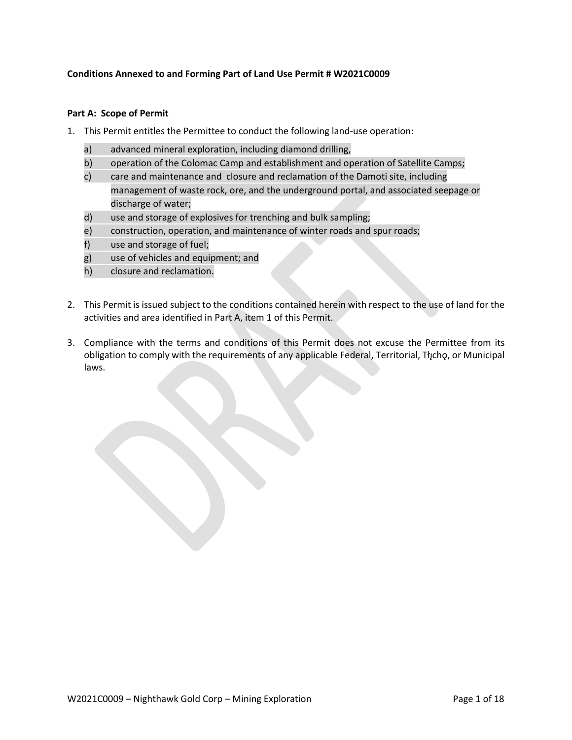**Conditions Annexed to and Forming Part of Land Use Permit # W2021C0009**

**Part A: Scope of Permit**

1. This Permit entitles the Permittee to conduct the following land-use operation:

   a) advanced mineral exploration, including diamond drilling,
   b) operation of the Colomac Camp and establishment and operation of Satellite Camps;
   c) care and maintenance and closure and reclamation of the Damoti site, including management of waste rock, ore, and the underground portal, and associated seepage or discharge of water;
   d) use and storage of explosives for trenching and bulk sampling;
   e) construction, operation, and maintenance of winter roads and spur roads;
   f) use and storage of fuel;
   g) use of vehicles and equipment; and
   h) closure and reclamation.

2. This Permit is issued subject to the conditions contained herein with respect to the use of land for the activities and area identified in Part A, item 1 of this Permit.

3. Compliance with the terms and conditions of this Permit does not excuse the Permittee from its obligation to comply with the requirements of any applicable Federal, Territorial, Tłı̨chǫ, or Municipal laws.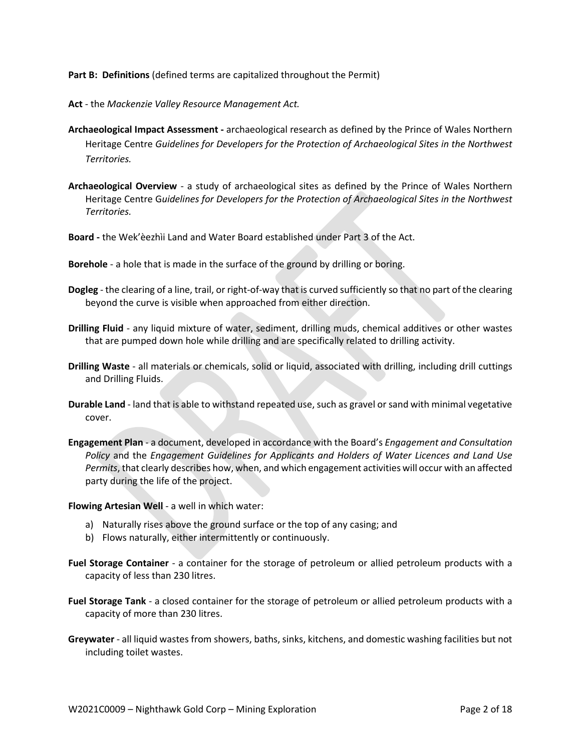**Part B: Definitions** (defined terms are capitalized throughout the Permit)

**Act** - the *Mackenzie Valley Resource Management Act.*

**Archaeological Impact Assessment -** archaeological research as defined by the Prince of Wales Northern Heritage Centre *Guidelines for Developers for the Protection of Archaeological Sites in the Northwest Territories.*

**Archaeological Overview** - a study of archaeological sites as defined by the Prince of Wales Northern Heritage Centre G*uidelines for Developers for the Protection of Archaeological Sites in the Northwest Territories.*

**Board -** the Wek'èezhìi Land and Water Board established under Part 3 of the Act.

**Borehole** - a hole that is made in the surface of the ground by drilling or boring.

**Dogleg** - the clearing of a line, trail, or right-of-way that is curved sufficiently so that no part of the clearing beyond the curve is visible when approached from either direction.

**Drilling Fluid** - any liquid mixture of water, sediment, drilling muds, chemical additives or other wastes that are pumped down hole while drilling and are specifically related to drilling activity.

**Drilling Waste** - all materials or chemicals, solid or liquid, associated with drilling, including drill cuttings and Drilling Fluids.

**Durable Land** - land that is able to withstand repeated use, such as gravel or sand with minimal vegetative cover.

**Engagement Plan** - a document, developed in accordance with the Board's *Engagement and Consultation Policy* and the *Engagement Guidelines for Applicants and Holders of Water Licences and Land Use Permits*, that clearly describes how, when, and which engagement activities will occur with an affected party during the life of the project.

**Flowing Artesian Well** - a well in which water:

a) Naturally rises above the ground surface or the top of any casing; and
b) Flows naturally, either intermittently or continuously.

**Fuel Storage Container** - a container for the storage of petroleum or allied petroleum products with a capacity of less than 230 litres.

**Fuel Storage Tank** - a closed container for the storage of petroleum or allied petroleum products with a capacity of more than 230 litres.

**Greywater** - all liquid wastes from showers, baths, sinks, kitchens, and domestic washing facilities but not including toilet wastes.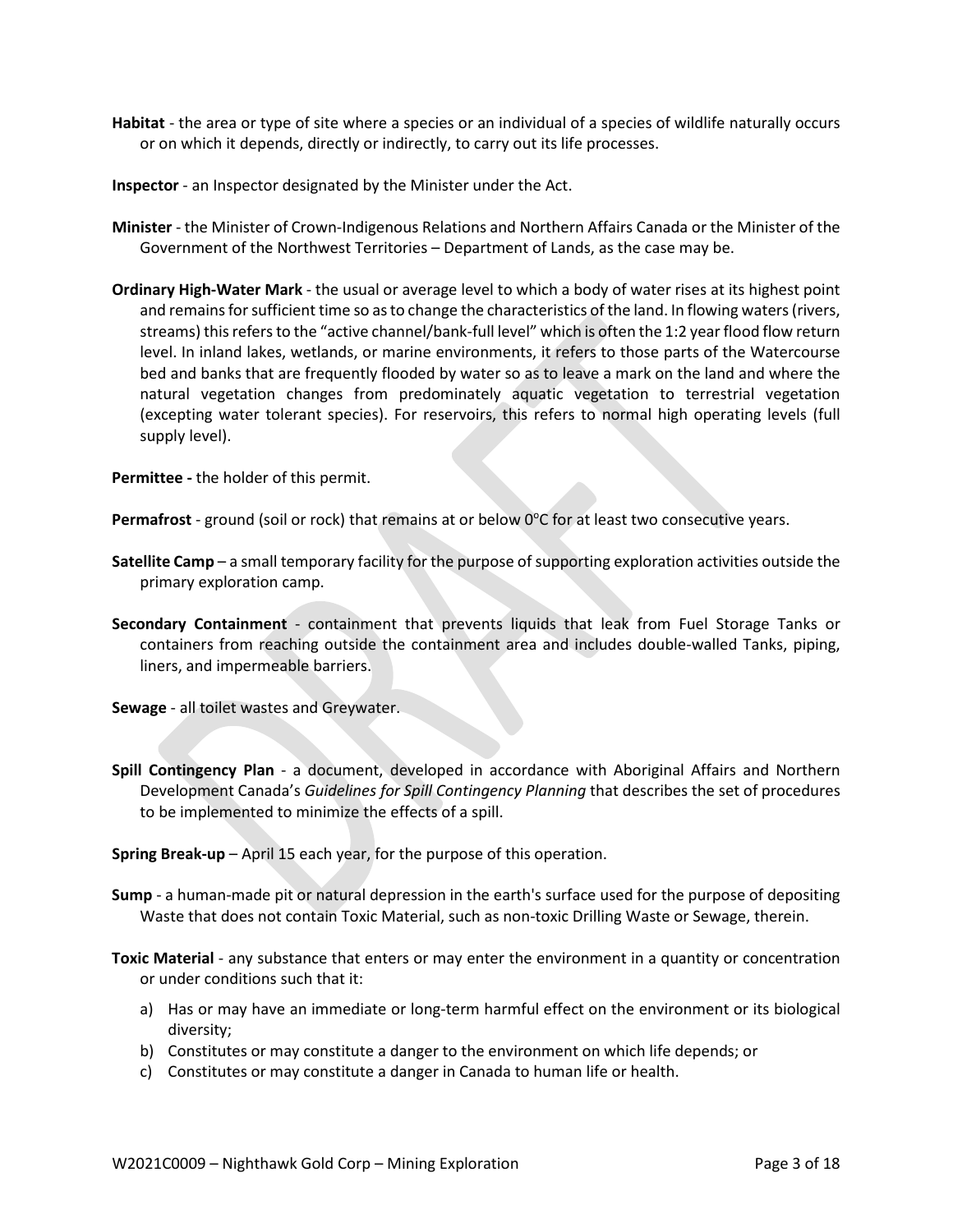**Habitat** - the area or type of site where a species or an individual of a species of wildlife naturally occurs or on which it depends, directly or indirectly, to carry out its life processes.

**Inspector** - an Inspector designated by the Minister under the Act.

**Minister** - the Minister of Crown-Indigenous Relations and Northern Affairs Canada or the Minister of the Government of the Northwest Territories – Department of Lands, as the case may be.

**Ordinary High-Water Mark** - the usual or average level to which a body of water rises at its highest point and remains for sufficient time so as to change the characteristics of the land. In flowing waters (rivers, streams) this refers to the "active channel/bank-full level" which is often the 1:2 year flood flow return level. In inland lakes, wetlands, or marine environments, it refers to those parts of the Watercourse bed and banks that are frequently flooded by water so as to leave a mark on the land and where the natural vegetation changes from predominately aquatic vegetation to terrestrial vegetation (excepting water tolerant species). For reservoirs, this refers to normal high operating levels (full supply level).

**Permittee -** the holder of this permit.

**Permafrost** - ground (soil or rock) that remains at or below 0°C for at least two consecutive years.

**Satellite Camp** – a small temporary facility for the purpose of supporting exploration activities outside the primary exploration camp.

**Secondary Containment** - containment that prevents liquids that leak from Fuel Storage Tanks or containers from reaching outside the containment area and includes double-walled Tanks, piping, liners, and impermeable barriers.

**Sewage** - all toilet wastes and Greywater.

**Spill Contingency Plan** - a document, developed in accordance with Aboriginal Affairs and Northern Development Canada's *Guidelines for Spill Contingency Planning* that describes the set of procedures to be implemented to minimize the effects of a spill.

**Spring Break-up** – April 15 each year, for the purpose of this operation.

**Sump** - a human-made pit or natural depression in the earth's surface used for the purpose of depositing Waste that does not contain Toxic Material, such as non-toxic Drilling Waste or Sewage, therein.

**Toxic Material** - any substance that enters or may enter the environment in a quantity or concentration or under conditions such that it:

a) Has or may have an immediate or long-term harmful effect on the environment or its biological diversity;
b) Constitutes or may constitute a danger to the environment on which life depends; or
c) Constitutes or may constitute a danger in Canada to human life or health.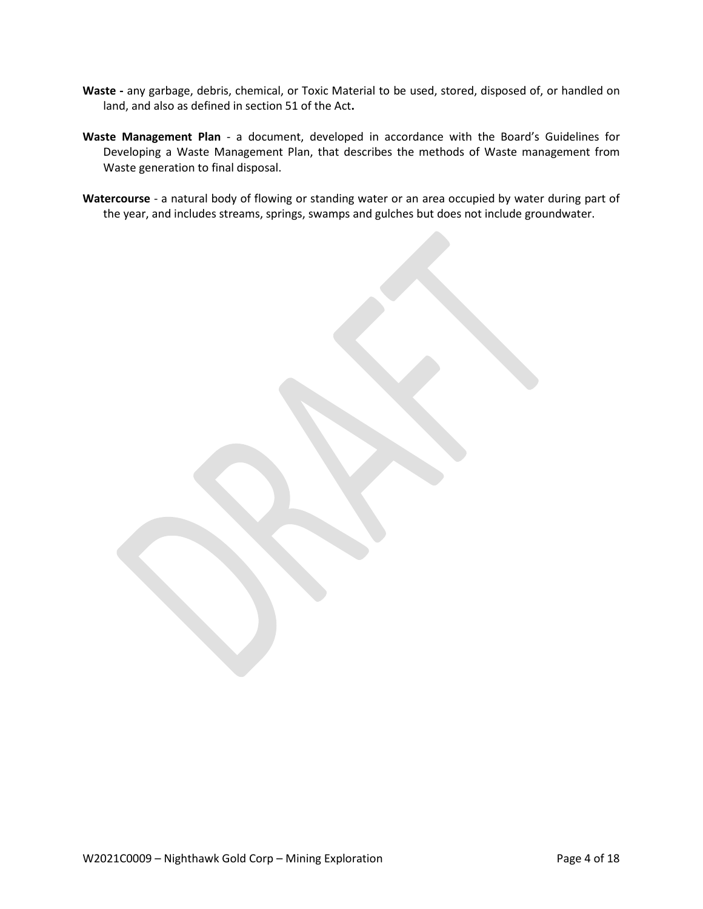**Waste -** any garbage, debris, chemical, or Toxic Material to be used, stored, disposed of, or handled on land, and also as defined in section 51 of the Act**.**

**Waste Management Plan** - a document, developed in accordance with the Board's Guidelines for Developing a Waste Management Plan, that describes the methods of Waste management from Waste generation to final disposal.

**Watercourse** - a natural body of flowing or standing water or an area occupied by water during part of the year, and includes streams, springs, swamps and gulches but does not include groundwater.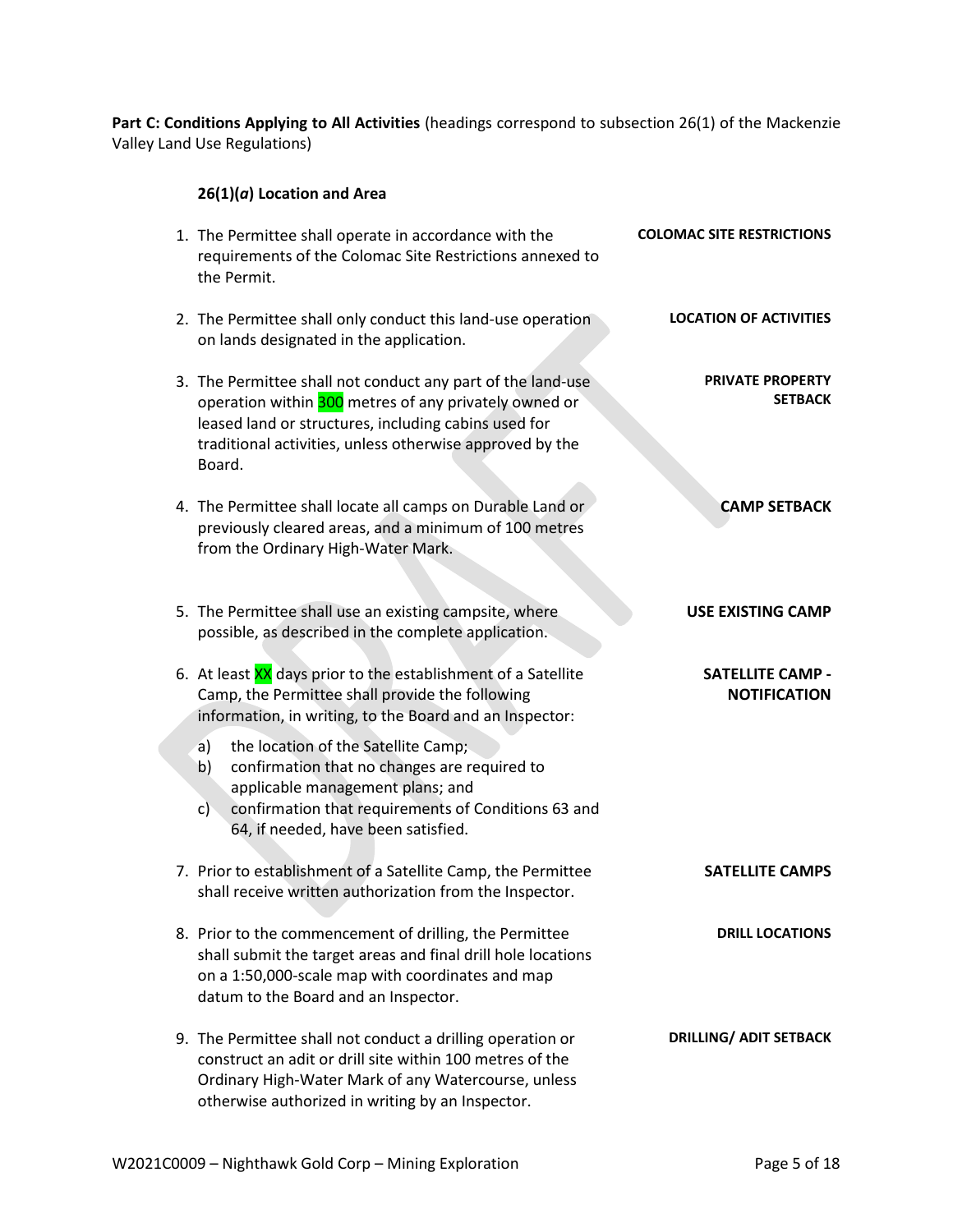**Part C: Conditions Applying to All Activities** (headings correspond to subsection 26(1) of the Mackenzie Valley Land Use Regulations)

### 26(1)(*a*) Location and Area

1. The Permittee shall operate in accordance with the requirements of the Colomac Site Restrictions annexed to the Permit. **COLOMAC SITE RESTRICTIONS**

2. The Permittee shall only conduct this land-use operation on lands designated in the application. **LOCATION OF ACTIVITIES**

3. The Permittee shall not conduct any part of the land-use operation within 300 metres of any privately owned or leased land or structures, including cabins used for traditional activities, unless otherwise approved by the Board. **PRIVATE PROPERTY SETBACK**

4. The Permittee shall locate all camps on Durable Land or previously cleared areas, and a minimum of 100 metres from the Ordinary High-Water Mark. **CAMP SETBACK**

5. The Permittee shall use an existing campsite, where possible, as described in the complete application. **USE EXISTING CAMP**

6. At least XX days prior to the establishment of a Satellite Camp, the Permittee shall provide the following information, in writing, to the Board and an Inspector: **SATELLITE CAMP - NOTIFICATION**
   a) the location of the Satellite Camp;
   b) confirmation that no changes are required to applicable management plans; and
   c) confirmation that requirements of Conditions 63 and 64, if needed, have been satisfied.

7. Prior to establishment of a Satellite Camp, the Permittee shall receive written authorization from the Inspector. **SATELLITE CAMPS**

8. Prior to the commencement of drilling, the Permittee shall submit the target areas and final drill hole locations on a 1:50,000-scale map with coordinates and map datum to the Board and an Inspector. **DRILL LOCATIONS**

9. The Permittee shall not conduct a drilling operation or construct an adit or drill site within 100 metres of the Ordinary High-Water Mark of any Watercourse, unless otherwise authorized in writing by an Inspector. **DRILLING/ ADIT SETBACK**

W2021C0009 – Nighthawk Gold Corp – Mining Exploration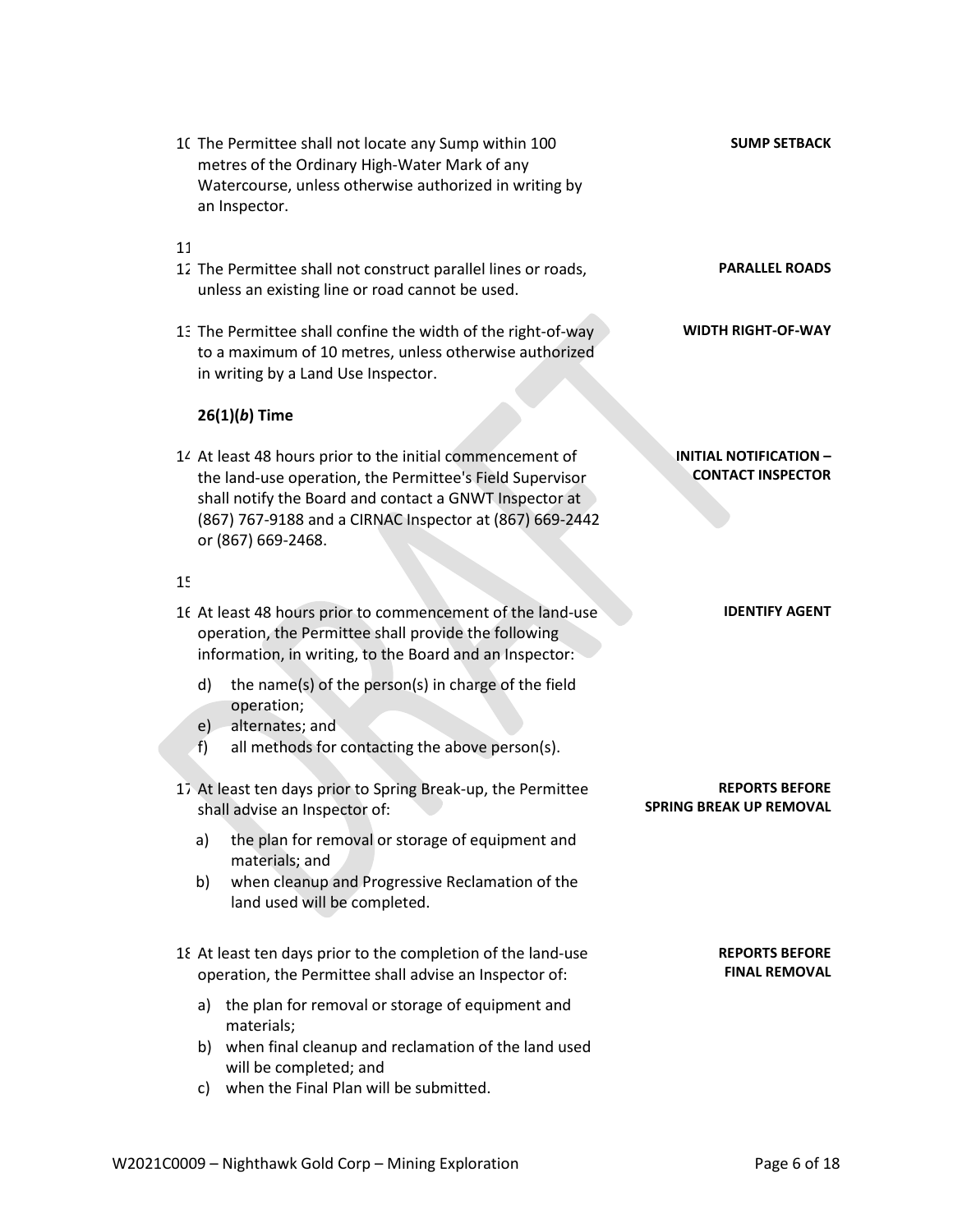10 The Permittee shall not locate any Sump within 100 metres of the Ordinary High-Water Mark of any Watercourse, unless otherwise authorized in writing by an Inspector. **SUMP SETBACK**

11

12 The Permittee shall not construct parallel lines or roads, unless an existing line or road cannot be used. **PARALLEL ROADS**

13 The Permittee shall confine the width of the right-of-way to a maximum of 10 metres, unless otherwise authorized in writing by a Land Use Inspector. **WIDTH RIGHT-OF-WAY**

### 26(1)(*b*) Time

14 At least 48 hours prior to the initial commencement of the land-use operation, the Permittee's Field Supervisor shall notify the Board and contact a GNWT Inspector at (867) 767-9188 and a CIRNAC Inspector at (867) 669-2442 or (867) 669-2468. **INITIAL NOTIFICATION – CONTACT INSPECTOR**

15

16 At least 48 hours prior to commencement of the land-use operation, the Permittee shall provide the following information, in writing, to the Board and an Inspector: **IDENTIFY AGENT**

- d) the name(s) of the person(s) in charge of the field operation;
- e) alternates; and
- f) all methods for contacting the above person(s).

17 At least ten days prior to Spring Break-up, the Permittee shall advise an Inspector of: **REPORTS BEFORE SPRING BREAK UP REMOVAL**

- a) the plan for removal or storage of equipment and materials; and
- b) when cleanup and Progressive Reclamation of the land used will be completed.

18 At least ten days prior to the completion of the land-use operation, the Permittee shall advise an Inspector of: **REPORTS BEFORE FINAL REMOVAL**

- a) the plan for removal or storage of equipment and materials;
- b) when final cleanup and reclamation of the land used will be completed; and
- c) when the Final Plan will be submitted.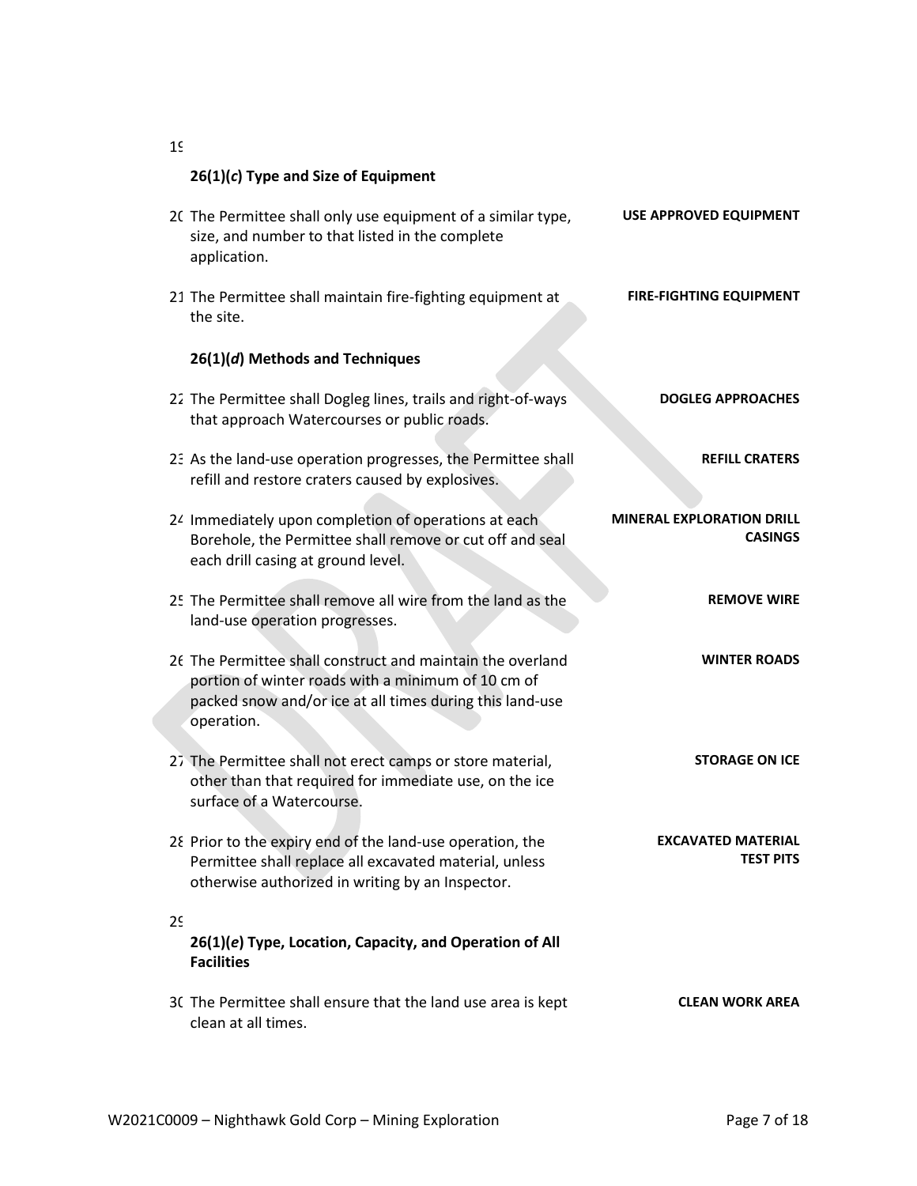19

### 26(1)(*c*) Type and Size of Equipment

20 The Permittee shall only use equipment of a similar type, size, and number to that listed in the complete application. **USE APPROVED EQUIPMENT**

21 The Permittee shall maintain fire-fighting equipment at the site. **FIRE-FIGHTING EQUIPMENT**

### 26(1)(*d*) Methods and Techniques

22 The Permittee shall Dogleg lines, trails and right-of-ways that approach Watercourses or public roads. **DOGLEG APPROACHES**

23 As the land-use operation progresses, the Permittee shall refill and restore craters caused by explosives. **REFILL CRATERS**

24 Immediately upon completion of operations at each Borehole, the Permittee shall remove or cut off and seal each drill casing at ground level. **MINERAL EXPLORATION DRILL CASINGS**

25 The Permittee shall remove all wire from the land as the land-use operation progresses. **REMOVE WIRE**

26 The Permittee shall construct and maintain the overland portion of winter roads with a minimum of 10 cm of packed snow and/or ice at all times during this land-use operation. **WINTER ROADS**

27 The Permittee shall not erect camps or store material, other than that required for immediate use, on the ice surface of a Watercourse. **STORAGE ON ICE**

28 Prior to the expiry end of the land-use operation, the Permittee shall replace all excavated material, unless otherwise authorized in writing by an Inspector. **EXCAVATED MATERIAL TEST PITS**

29

### 26(1)(*e*) Type, Location, Capacity, and Operation of All Facilities

30 The Permittee shall ensure that the land use area is kept clean at all times. **CLEAN WORK AREA**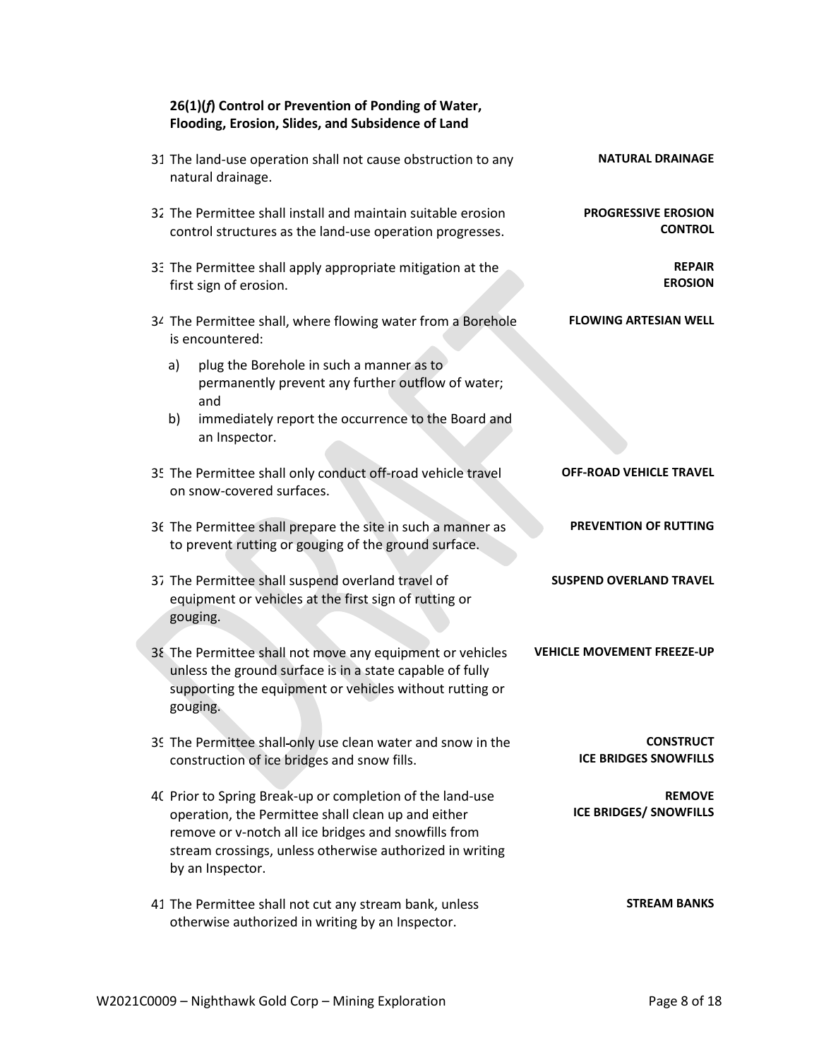### 26(1)(*f*) Control or Prevention of Ponding of Water, Flooding, Erosion, Slides, and Subsidence of Land

31 The land-use operation shall not cause obstruction to any natural drainage. **NATURAL DRAINAGE**

32 The Permittee shall install and maintain suitable erosion control structures as the land-use operation progresses. **PROGRESSIVE EROSION CONTROL**

33 The Permittee shall apply appropriate mitigation at the first sign of erosion. **REPAIR EROSION**

34 The Permittee shall, where flowing water from a Borehole is encountered: **FLOWING ARTESIAN WELL**

a) plug the Borehole in such a manner as to permanently prevent any further outflow of water; and

b) immediately report the occurrence to the Board and an Inspector.

35 The Permittee shall only conduct off-road vehicle travel on snow-covered surfaces. **OFF-ROAD VEHICLE TRAVEL**

36 The Permittee shall prepare the site in such a manner as to prevent rutting or gouging of the ground surface. **PREVENTION OF RUTTING**

37 The Permittee shall suspend overland travel of equipment or vehicles at the first sign of rutting or gouging. **SUSPEND OVERLAND TRAVEL**

38 The Permittee shall not move any equipment or vehicles unless the ground surface is in a state capable of fully supporting the equipment or vehicles without rutting or gouging. **VEHICLE MOVEMENT FREEZE-UP**

39 The Permittee shall only use clean water and snow in the construction of ice bridges and snow fills. **CONSTRUCT ICE BRIDGES SNOWFILLS**

40 Prior to Spring Break-up or completion of the land-use operation, the Permittee shall clean up and either remove or v-notch all ice bridges and snowfills from stream crossings, unless otherwise authorized in writing by an Inspector. **REMOVE ICE BRIDGES/ SNOWFILLS**

41 The Permittee shall not cut any stream bank, unless otherwise authorized in writing by an Inspector. **STREAM BANKS**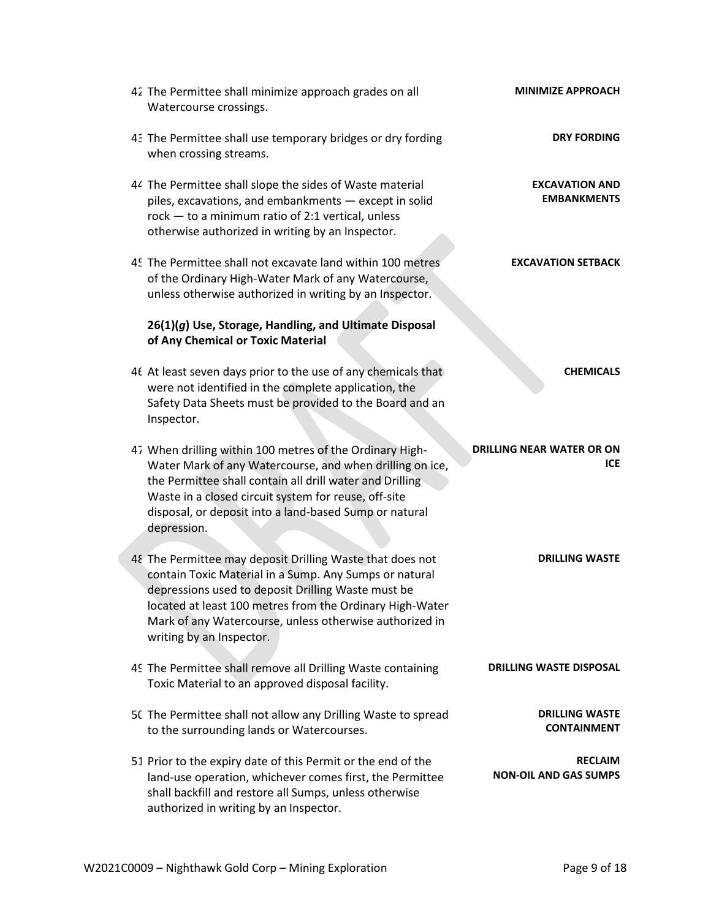42 The Permittee shall minimize approach grades on all Watercourse crossings. **MINIMIZE APPROACH**

43 The Permittee shall use temporary bridges or dry fording when crossing streams. **DRY FORDING**

44 The Permittee shall slope the sides of Waste material piles, excavations, and embankments — except in solid rock — to a minimum ratio of 2:1 vertical, unless otherwise authorized in writing by an Inspector. **EXCAVATION AND EMBANKMENTS**

45 The Permittee shall not excavate land within 100 metres of the Ordinary High-Water Mark of any Watercourse, unless otherwise authorized in writing by an Inspector. **EXCAVATION SETBACK**

**26(1)(*g*) Use, Storage, Handling, and Ultimate Disposal of Any Chemical or Toxic Material**

46 At least seven days prior to the use of any chemicals that were not identified in the complete application, the Safety Data Sheets must be provided to the Board and an Inspector. **CHEMICALS**

47 When drilling within 100 metres of the Ordinary High-Water Mark of any Watercourse, and when drilling on ice, the Permittee shall contain all drill water and Drilling Waste in a closed circuit system for reuse, off-site disposal, or deposit into a land-based Sump or natural depression. **DRILLING NEAR WATER OR ON ICE**

48 The Permittee may deposit Drilling Waste that does not contain Toxic Material in a Sump. Any Sumps or natural depressions used to deposit Drilling Waste must be located at least 100 metres from the Ordinary High-Water Mark of any Watercourse, unless otherwise authorized in writing by an Inspector. **DRILLING WASTE**

49 The Permittee shall remove all Drilling Waste containing Toxic Material to an approved disposal facility. **DRILLING WASTE DISPOSAL**

50 The Permittee shall not allow any Drilling Waste to spread to the surrounding lands or Watercourses. **DRILLING WASTE CONTAINMENT**

51 Prior to the expiry date of this Permit or the end of the land-use operation, whichever comes first, the Permittee shall backfill and restore all Sumps, unless otherwise authorized in writing by an Inspector. **RECLAIM NON-OIL AND GAS SUMPS**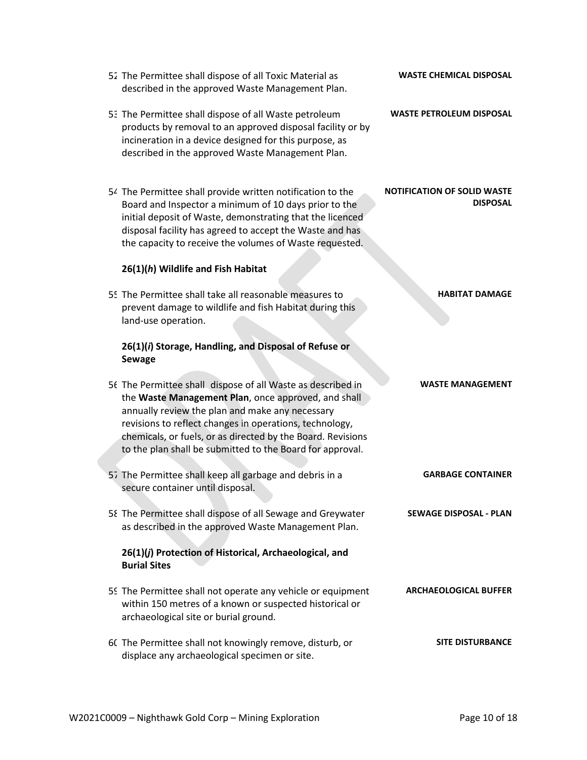52 The Permittee shall dispose of all Toxic Material as described in the approved Waste Management Plan. **WASTE CHEMICAL DISPOSAL**

53 The Permittee shall dispose of all Waste petroleum products by removal to an approved disposal facility or by incineration in a device designed for this purpose, as described in the approved Waste Management Plan. **WASTE PETROLEUM DISPOSAL**

54 The Permittee shall provide written notification to the Board and Inspector a minimum of 10 days prior to the initial deposit of Waste, demonstrating that the licenced disposal facility has agreed to accept the Waste and has the capacity to receive the volumes of Waste requested. **NOTIFICATION OF SOLID WASTE DISPOSAL**

**26(1)(*h*) Wildlife and Fish Habitat**

55 The Permittee shall take all reasonable measures to prevent damage to wildlife and fish Habitat during this land-use operation. **HABITAT DAMAGE**

**26(1)(*i*) Storage, Handling, and Disposal of Refuse or Sewage**

56 The Permittee shall dispose of all Waste as described in the **Waste Management Plan**, once approved, and shall annually review the plan and make any necessary revisions to reflect changes in operations, technology, chemicals, or fuels, or as directed by the Board. Revisions to the plan shall be submitted to the Board for approval. **WASTE MANAGEMENT**

57 The Permittee shall keep all garbage and debris in a secure container until disposal. **GARBAGE CONTAINER**

58 The Permittee shall dispose of all Sewage and Greywater as described in the approved Waste Management Plan. **SEWAGE DISPOSAL - PLAN**

**26(1)(*j*) Protection of Historical, Archaeological, and Burial Sites**

59 The Permittee shall not operate any vehicle or equipment within 150 metres of a known or suspected historical or archaeological site or burial ground. **ARCHAEOLOGICAL BUFFER**

60 The Permittee shall not knowingly remove, disturb, or displace any archaeological specimen or site. **SITE DISTURBANCE**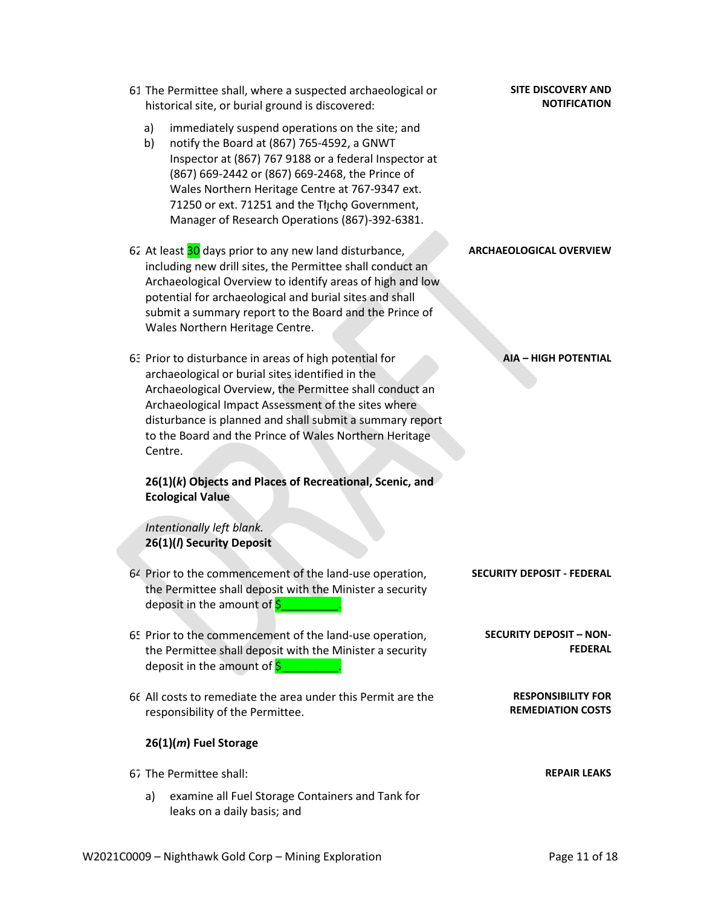61 The Permittee shall, where a suspected archaeological or historical site, or burial ground is discovered: **SITE DISCOVERY AND NOTIFICATION**

a) immediately suspend operations on the site; and
b) notify the Board at (867) 765-4592, a GNWT Inspector at (867) 767 9188 or a federal Inspector at (867) 669-2442 or (867) 669-2468, the Prince of Wales Northern Heritage Centre at 767-9347 ext. 71250 or ext. 71251 and the Tłįchǫ Government, Manager of Research Operations (867)-392-6381.

62 At least 30 days prior to any new land disturbance, including new drill sites, the Permittee shall conduct an Archaeological Overview to identify areas of high and low potential for archaeological and burial sites and shall submit a summary report to the Board and the Prince of Wales Northern Heritage Centre. **ARCHAEOLOGICAL OVERVIEW**

63 Prior to disturbance in areas of high potential for archaeological or burial sites identified in the Archaeological Overview, the Permittee shall conduct an Archaeological Impact Assessment of the sites where disturbance is planned and shall submit a summary report to the Board and the Prince of Wales Northern Heritage Centre. **AIA – HIGH POTENTIAL**

**26(1)(*k*) Objects and Places of Recreational, Scenic, and Ecological Value**

*Intentionally left blank.*

**26(1)(*l*) Security Deposit**

64 Prior to the commencement of the land-use operation, the Permittee shall deposit with the Minister a security deposit in the amount of $_________. **SECURITY DEPOSIT - FEDERAL**

65 Prior to the commencement of the land-use operation, the Permittee shall deposit with the Minister a security deposit in the amount of $_________. **SECURITY DEPOSIT – NON-FEDERAL**

66 All costs to remediate the area under this Permit are the responsibility of the Permittee. **RESPONSIBILITY FOR REMEDIATION COSTS**

**26(1)(*m*) Fuel Storage**

67 The Permittee shall: **REPAIR LEAKS**

a) examine all Fuel Storage Containers and Tank for leaks on a daily basis; and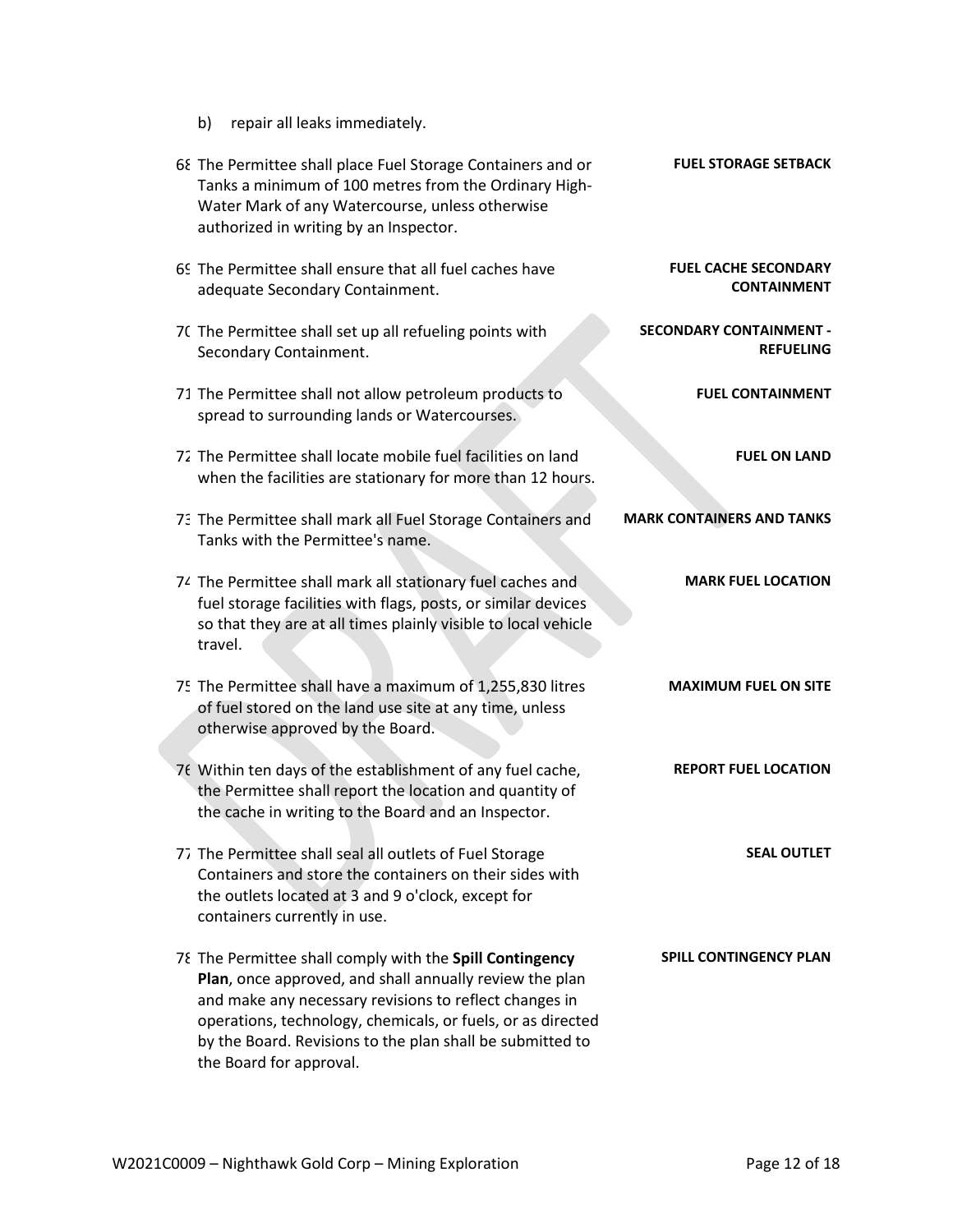b) repair all leaks immediately.

68 The Permittee shall place Fuel Storage Containers and or Tanks a minimum of 100 metres from the Ordinary High-Water Mark of any Watercourse, unless otherwise authorized in writing by an Inspector. **FUEL STORAGE SETBACK**

69 The Permittee shall ensure that all fuel caches have adequate Secondary Containment. **FUEL CACHE SECONDARY CONTAINMENT**

70 The Permittee shall set up all refueling points with Secondary Containment. **SECONDARY CONTAINMENT - REFUELING**

71 The Permittee shall not allow petroleum products to spread to surrounding lands or Watercourses. **FUEL CONTAINMENT**

72 The Permittee shall locate mobile fuel facilities on land when the facilities are stationary for more than 12 hours. **FUEL ON LAND**

73 The Permittee shall mark all Fuel Storage Containers and Tanks with the Permittee's name. **MARK CONTAINERS AND TANKS**

74 The Permittee shall mark all stationary fuel caches and fuel storage facilities with flags, posts, or similar devices so that they are at all times plainly visible to local vehicle travel. **MARK FUEL LOCATION**

75 The Permittee shall have a maximum of 1,255,830 litres of fuel stored on the land use site at any time, unless otherwise approved by the Board. **MAXIMUM FUEL ON SITE**

76 Within ten days of the establishment of any fuel cache, the Permittee shall report the location and quantity of the cache in writing to the Board and an Inspector. **REPORT FUEL LOCATION**

77 The Permittee shall seal all outlets of Fuel Storage Containers and store the containers on their sides with the outlets located at 3 and 9 o'clock, except for containers currently in use. **SEAL OUTLET**

78 The Permittee shall comply with the **Spill Contingency Plan**, once approved, and shall annually review the plan and make any necessary revisions to reflect changes in operations, technology, chemicals, or fuels, or as directed by the Board. Revisions to the plan shall be submitted to the Board for approval. **SPILL CONTINGENCY PLAN**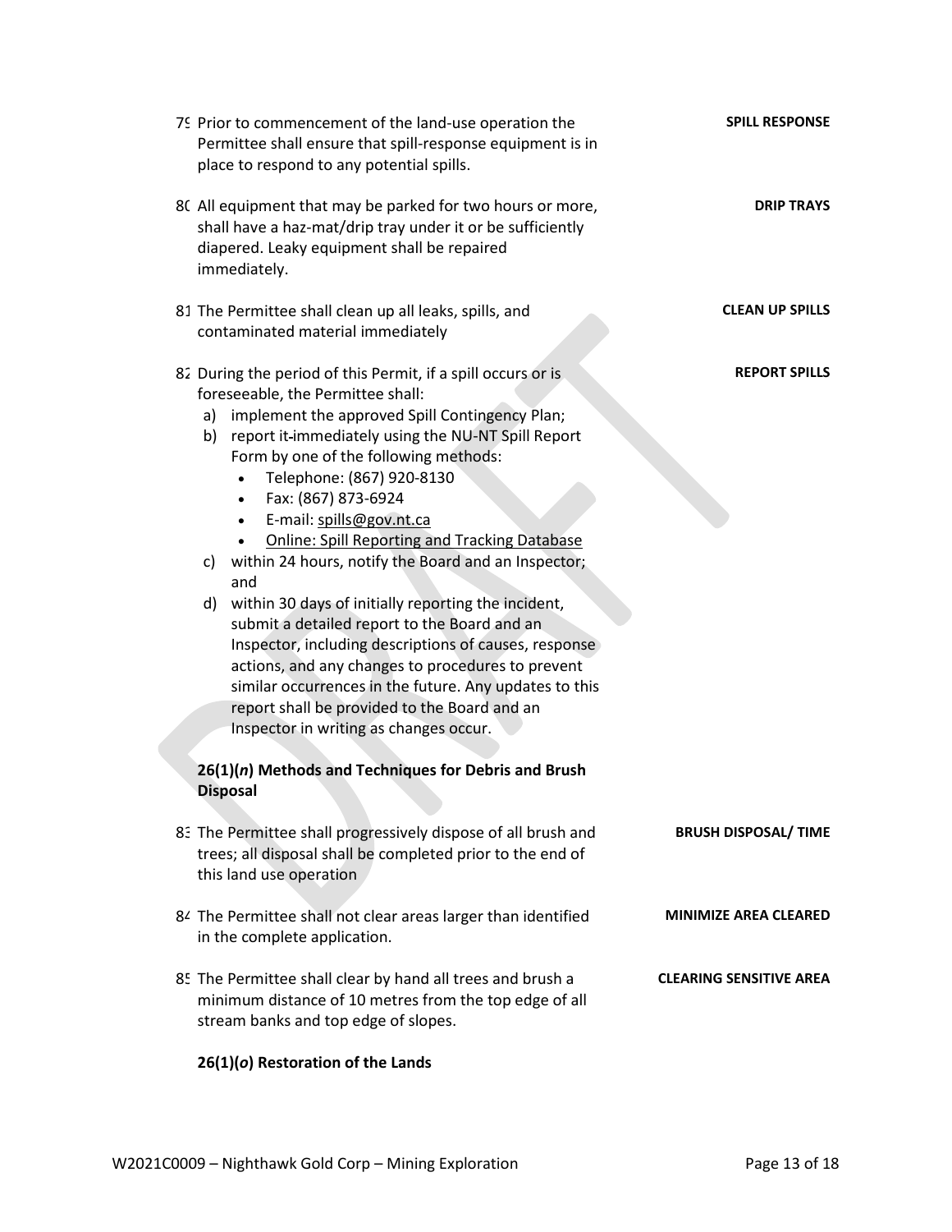79 Prior to commencement of the land-use operation the Permittee shall ensure that spill-response equipment is in place to respond to any potential spills. **SPILL RESPONSE**

80 All equipment that may be parked for two hours or more, shall have a haz-mat/drip tray under it or be sufficiently diapered. Leaky equipment shall be repaired immediately. **DRIP TRAYS**

81 The Permittee shall clean up all leaks, spills, and contaminated material immediately **CLEAN UP SPILLS**

82 During the period of this Permit, if a spill occurs or is foreseeable, the Permittee shall: **REPORT SPILLS**

a) implement the approved Spill Contingency Plan;
b) report it immediately using the NU-NT Spill Report Form by one of the following methods:
   - Telephone: (867) 920-8130
   - Fax: (867) 873-6924
   - E-mail: spills@gov.nt.ca
   - Online: Spill Reporting and Tracking Database
c) within 24 hours, notify the Board and an Inspector; and
d) within 30 days of initially reporting the incident, submit a detailed report to the Board and an Inspector, including descriptions of causes, response actions, and any changes to procedures to prevent similar occurrences in the future. Any updates to this report shall be provided to the Board and an Inspector in writing as changes occur.

### 26(1)(*n*) Methods and Techniques for Debris and Brush Disposal

83 The Permittee shall progressively dispose of all brush and trees; all disposal shall be completed prior to the end of this land use operation **BRUSH DISPOSAL/ TIME**

84 The Permittee shall not clear areas larger than identified in the complete application. **MINIMIZE AREA CLEARED**

85 The Permittee shall clear by hand all trees and brush a minimum distance of 10 metres from the top edge of all stream banks and top edge of slopes. **CLEARING SENSITIVE AREA**

### 26(1)(*o*) Restoration of the Lands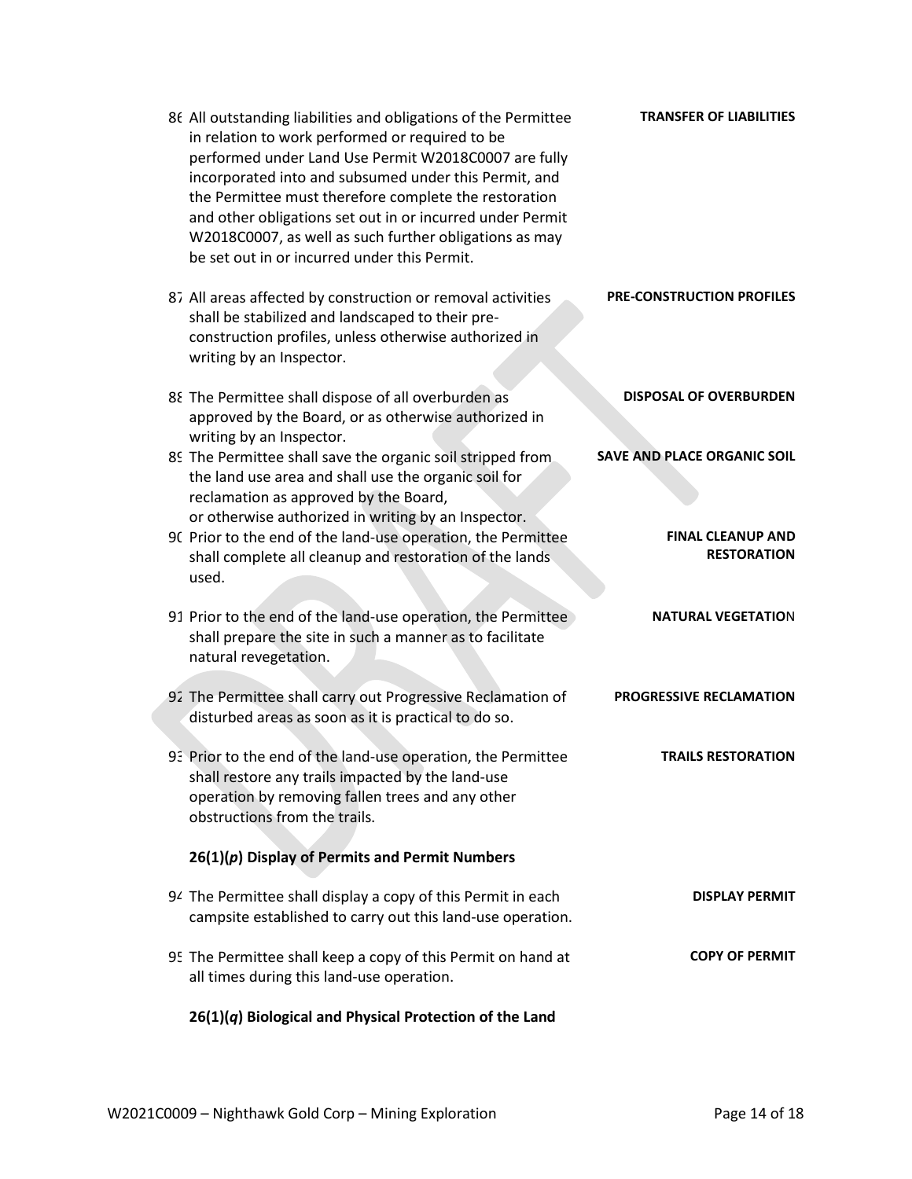86 All outstanding liabilities and obligations of the Permittee in relation to work performed or required to be performed under Land Use Permit W2018C0007 are fully incorporated into and subsumed under this Permit, and the Permittee must therefore complete the restoration and other obligations set out in or incurred under Permit W2018C0007, as well as such further obligations as may be set out in or incurred under this Permit. **TRANSFER OF LIABILITIES**

87 All areas affected by construction or removal activities shall be stabilized and landscaped to their pre-construction profiles, unless otherwise authorized in writing by an Inspector. **PRE-CONSTRUCTION PROFILES**

88 The Permittee shall dispose of all overburden as approved by the Board, or as otherwise authorized in writing by an Inspector. **DISPOSAL OF OVERBURDEN**

89 The Permittee shall save the organic soil stripped from the land use area and shall use the organic soil for reclamation as approved by the Board, or otherwise authorized in writing by an Inspector. **SAVE AND PLACE ORGANIC SOIL**

90 Prior to the end of the land-use operation, the Permittee shall complete all cleanup and restoration of the lands used. **FINAL CLEANUP AND RESTORATION**

91 Prior to the end of the land-use operation, the Permittee shall prepare the site in such a manner as to facilitate natural revegetation. **NATURAL VEGETATION**

92 The Permittee shall carry out Progressive Reclamation of disturbed areas as soon as it is practical to do so. **PROGRESSIVE RECLAMATION**

93 Prior to the end of the land-use operation, the Permittee shall restore any trails impacted by the land-use operation by removing fallen trees and any other obstructions from the trails. **TRAILS RESTORATION**

### 26(1)(*p*) Display of Permits and Permit Numbers

94 The Permittee shall display a copy of this Permit in each campsite established to carry out this land-use operation. **DISPLAY PERMIT**

95 The Permittee shall keep a copy of this Permit on hand at all times during this land-use operation. **COPY OF PERMIT**

### 26(1)(*q*) Biological and Physical Protection of the Land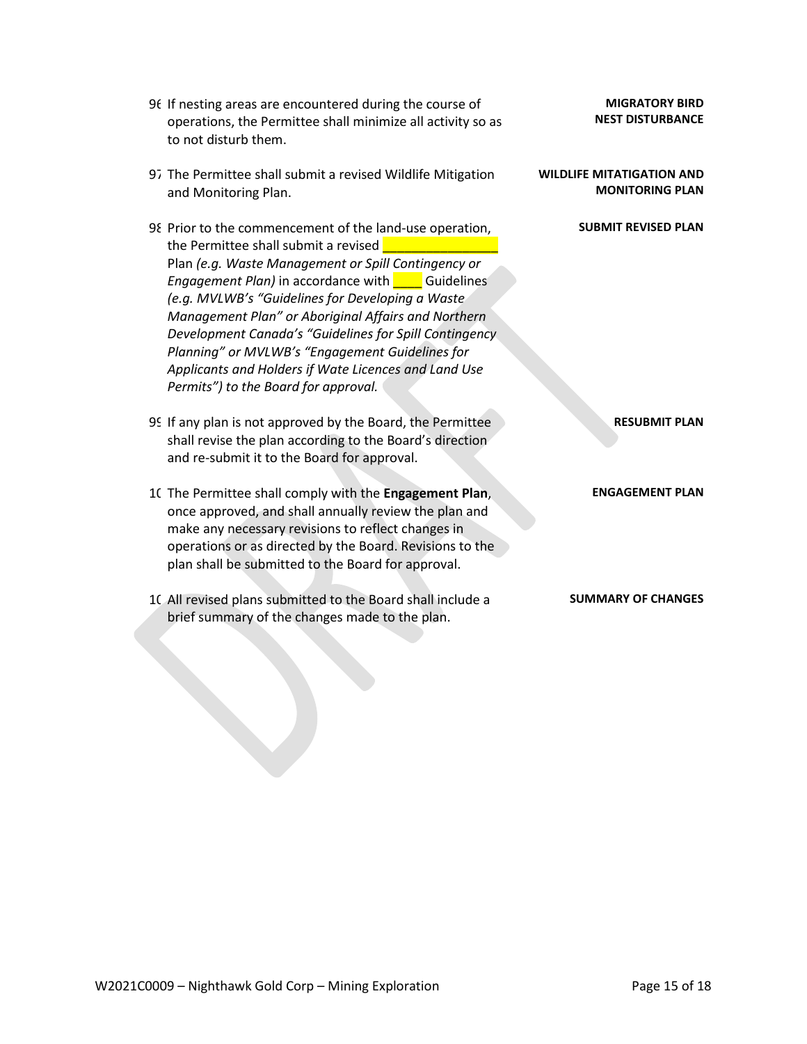96 If nesting areas are encountered during the course of operations, the Permittee shall minimize all activity so as to not disturb them. **MIGRATORY BIRD NEST DISTURBANCE**

97 The Permittee shall submit a revised Wildlife Mitigation and Monitoring Plan. **WILDLIFE MITATIGATION AND MONITORING PLAN**

98 Prior to the commencement of the land-use operation, the Permittee shall submit a revised _______________ Plan *(e.g. Waste Management or Spill Contingency or Engagement Plan)* in accordance with ____ Guidelines *(e.g. MVLWB's "Guidelines for Developing a Waste Management Plan" or Aboriginal Affairs and Northern Development Canada's "Guidelines for Spill Contingency Planning" or MVLWB's "Engagement Guidelines for Applicants and Holders if Wate Licences and Land Use Permits") to the Board for approval.* **SUBMIT REVISED PLAN**

99 If any plan is not approved by the Board, the Permittee shall revise the plan according to the Board's direction and re-submit it to the Board for approval. **RESUBMIT PLAN**

10( The Permittee shall comply with the **Engagement Plan**, once approved, and shall annually review the plan and make any necessary revisions to reflect changes in operations or as directed by the Board. Revisions to the plan shall be submitted to the Board for approval. **ENGAGEMENT PLAN**

10( All revised plans submitted to the Board shall include a brief summary of the changes made to the plan. **SUMMARY OF CHANGES**

W2021C0009 – Nighthawk Gold Corp – Mining Exploration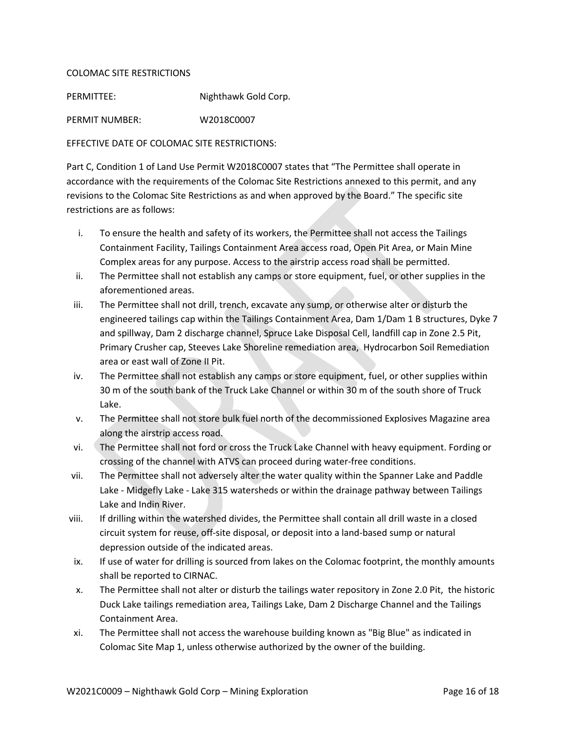COLOMAC SITE RESTRICTIONS

PERMITTEE: Nighthawk Gold Corp.

PERMIT NUMBER: W2018C0007

EFFECTIVE DATE OF COLOMAC SITE RESTRICTIONS:

Part C, Condition 1 of Land Use Permit W2018C0007 states that "The Permittee shall operate in accordance with the requirements of the Colomac Site Restrictions annexed to this permit, and any revisions to the Colomac Site Restrictions as and when approved by the Board." The specific site restrictions are as follows:

i. To ensure the health and safety of its workers, the Permittee shall not access the Tailings Containment Facility, Tailings Containment Area access road, Open Pit Area, or Main Mine Complex areas for any purpose. Access to the airstrip access road shall be permitted.

ii. The Permittee shall not establish any camps or store equipment, fuel, or other supplies in the aforementioned areas.

iii. The Permittee shall not drill, trench, excavate any sump, or otherwise alter or disturb the engineered tailings cap within the Tailings Containment Area, Dam 1/Dam 1 B structures, Dyke 7 and spillway, Dam 2 discharge channel, Spruce Lake Disposal Cell, landfill cap in Zone 2.5 Pit, Primary Crusher cap, Steeves Lake Shoreline remediation area, Hydrocarbon Soil Remediation area or east wall of Zone II Pit.

iv. The Permittee shall not establish any camps or store equipment, fuel, or other supplies within 30 m of the south bank of the Truck Lake Channel or within 30 m of the south shore of Truck Lake.

v. The Permittee shall not store bulk fuel north of the decommissioned Explosives Magazine area along the airstrip access road.

vi. The Permittee shall not ford or cross the Truck Lake Channel with heavy equipment. Fording or crossing of the channel with ATVS can proceed during water-free conditions.

vii. The Permittee shall not adversely alter the water quality within the Spanner Lake and Paddle Lake - Midgefly Lake - Lake 315 watersheds or within the drainage pathway between Tailings Lake and Indin River.

viii. If drilling within the watershed divides, the Permittee shall contain all drill waste in a closed circuit system for reuse, off-site disposal, or deposit into a land-based sump or natural depression outside of the indicated areas.

ix. If use of water for drilling is sourced from lakes on the Colomac footprint, the monthly amounts shall be reported to CIRNAC.

x. The Permittee shall not alter or disturb the tailings water repository in Zone 2.0 Pit, the historic Duck Lake tailings remediation area, Tailings Lake, Dam 2 Discharge Channel and the Tailings Containment Area.

xi. The Permittee shall not access the warehouse building known as "Big Blue" as indicated in Colomac Site Map 1, unless otherwise authorized by the owner of the building.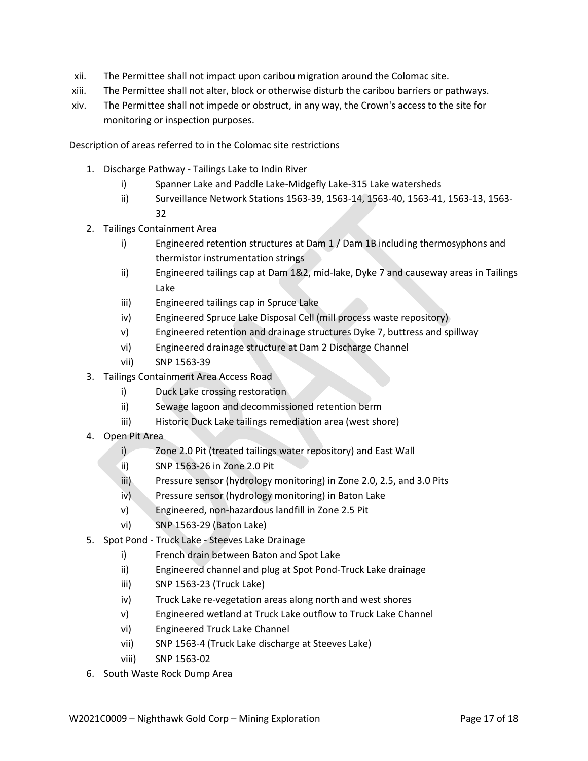xii. The Permittee shall not impact upon caribou migration around the Colomac site.

xiii. The Permittee shall not alter, block or otherwise disturb the caribou barriers or pathways.

xiv. The Permittee shall not impede or obstruct, in any way, the Crown's access to the site for monitoring or inspection purposes.

Description of areas referred to in the Colomac site restrictions

1. Discharge Pathway - Tailings Lake to Indin River
   - i) Spanner Lake and Paddle Lake-Midgefly Lake-315 Lake watersheds
   - ii) Surveillance Network Stations 1563-39, 1563-14, 1563-40, 1563-41, 1563-13, 1563-32
2. Tailings Containment Area
   - i) Engineered retention structures at Dam 1 / Dam 1B including thermosyphons and thermistor instrumentation strings
   - ii) Engineered tailings cap at Dam 1&2, mid-lake, Dyke 7 and causeway areas in Tailings Lake
   - iii) Engineered tailings cap in Spruce Lake
   - iv) Engineered Spruce Lake Disposal Cell (mill process waste repository)
   - v) Engineered retention and drainage structures Dyke 7, buttress and spillway
   - vi) Engineered drainage structure at Dam 2 Discharge Channel
   - vii) SNP 1563-39
3. Tailings Containment Area Access Road
   - i) Duck Lake crossing restoration
   - ii) Sewage lagoon and decommissioned retention berm
   - iii) Historic Duck Lake tailings remediation area (west shore)
4. Open Pit Area
   - i) Zone 2.0 Pit (treated tailings water repository) and East Wall
   - ii) SNP 1563-26 in Zone 2.0 Pit
   - iii) Pressure sensor (hydrology monitoring) in Zone 2.0, 2.5, and 3.0 Pits
   - iv) Pressure sensor (hydrology monitoring) in Baton Lake
   - v) Engineered, non-hazardous landfill in Zone 2.5 Pit
   - vi) SNP 1563-29 (Baton Lake)
5. Spot Pond - Truck Lake - Steeves Lake Drainage
   - i) French drain between Baton and Spot Lake
   - ii) Engineered channel and plug at Spot Pond-Truck Lake drainage
   - iii) SNP 1563-23 (Truck Lake)
   - iv) Truck Lake re-vegetation areas along north and west shores
   - v) Engineered wetland at Truck Lake outflow to Truck Lake Channel
   - vi) Engineered Truck Lake Channel
   - vii) SNP 1563-4 (Truck Lake discharge at Steeves Lake)
   - viii) SNP 1563-02
6. South Waste Rock Dump Area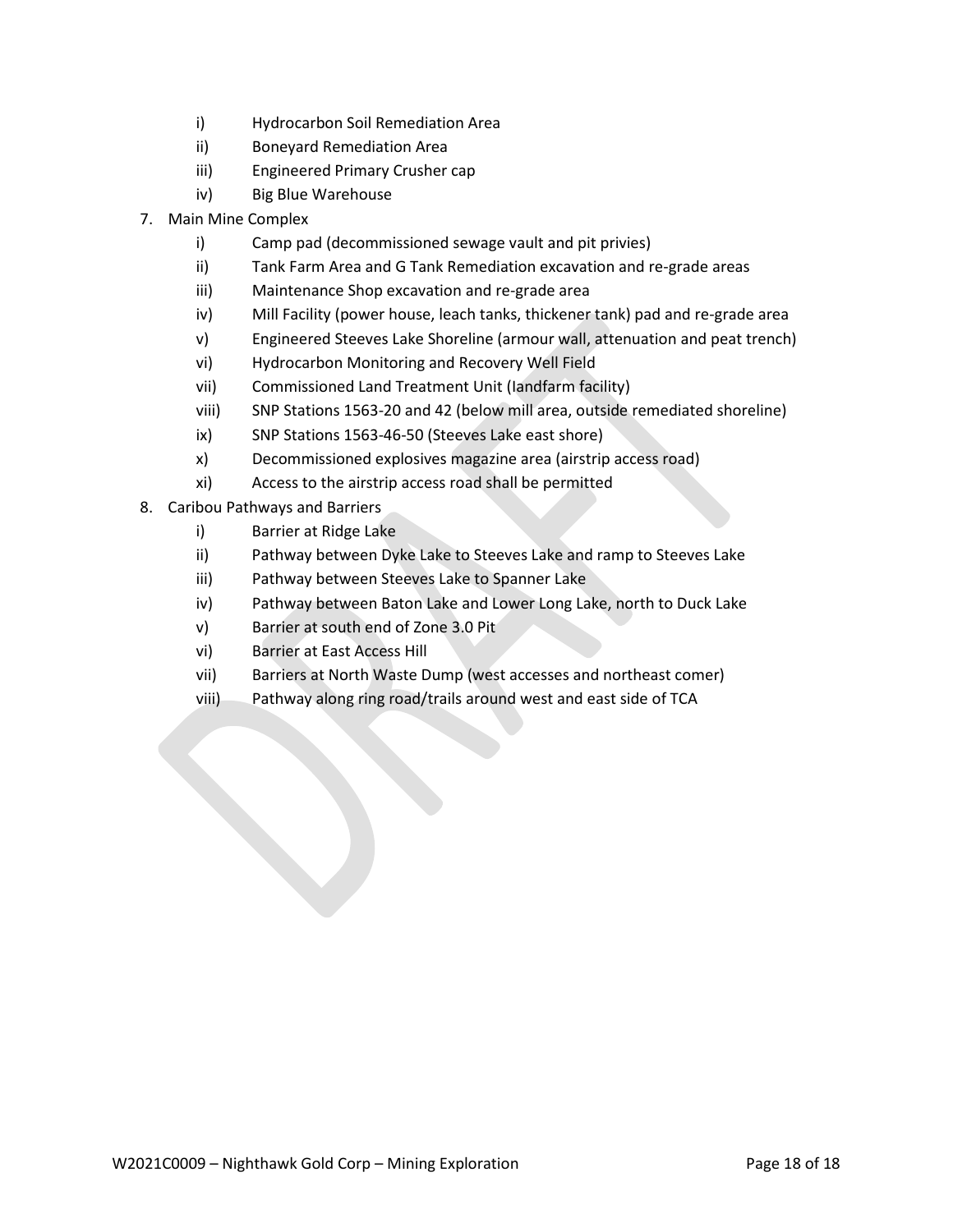i) Hydrocarbon Soil Remediation Area
   ii) Boneyard Remediation Area
   iii) Engineered Primary Crusher cap
   iv) Big Blue Warehouse

7. Main Mine Complex
   i) Camp pad (decommissioned sewage vault and pit privies)
   ii) Tank Farm Area and G Tank Remediation excavation and re-grade areas
   iii) Maintenance Shop excavation and re-grade area
   iv) Mill Facility (power house, leach tanks, thickener tank) pad and re-grade area
   v) Engineered Steeves Lake Shoreline (armour wall, attenuation and peat trench)
   vi) Hydrocarbon Monitoring and Recovery Well Field
   vii) Commissioned Land Treatment Unit (landfarm facility)
   viii) SNP Stations 1563-20 and 42 (below mill area, outside remediated shoreline)
   ix) SNP Stations 1563-46-50 (Steeves Lake east shore)
   x) Decommissioned explosives magazine area (airstrip access road)
   xi) Access to the airstrip access road shall be permitted

8. Caribou Pathways and Barriers
   i) Barrier at Ridge Lake
   ii) Pathway between Dyke Lake to Steeves Lake and ramp to Steeves Lake
   iii) Pathway between Steeves Lake to Spanner Lake
   iv) Pathway between Baton Lake and Lower Long Lake, north to Duck Lake
   v) Barrier at south end of Zone 3.0 Pit
   vi) Barrier at East Access Hill
   vii) Barriers at North Waste Dump (west accesses and northeast comer)
   viii) Pathway along ring road/trails around west and east side of TCA